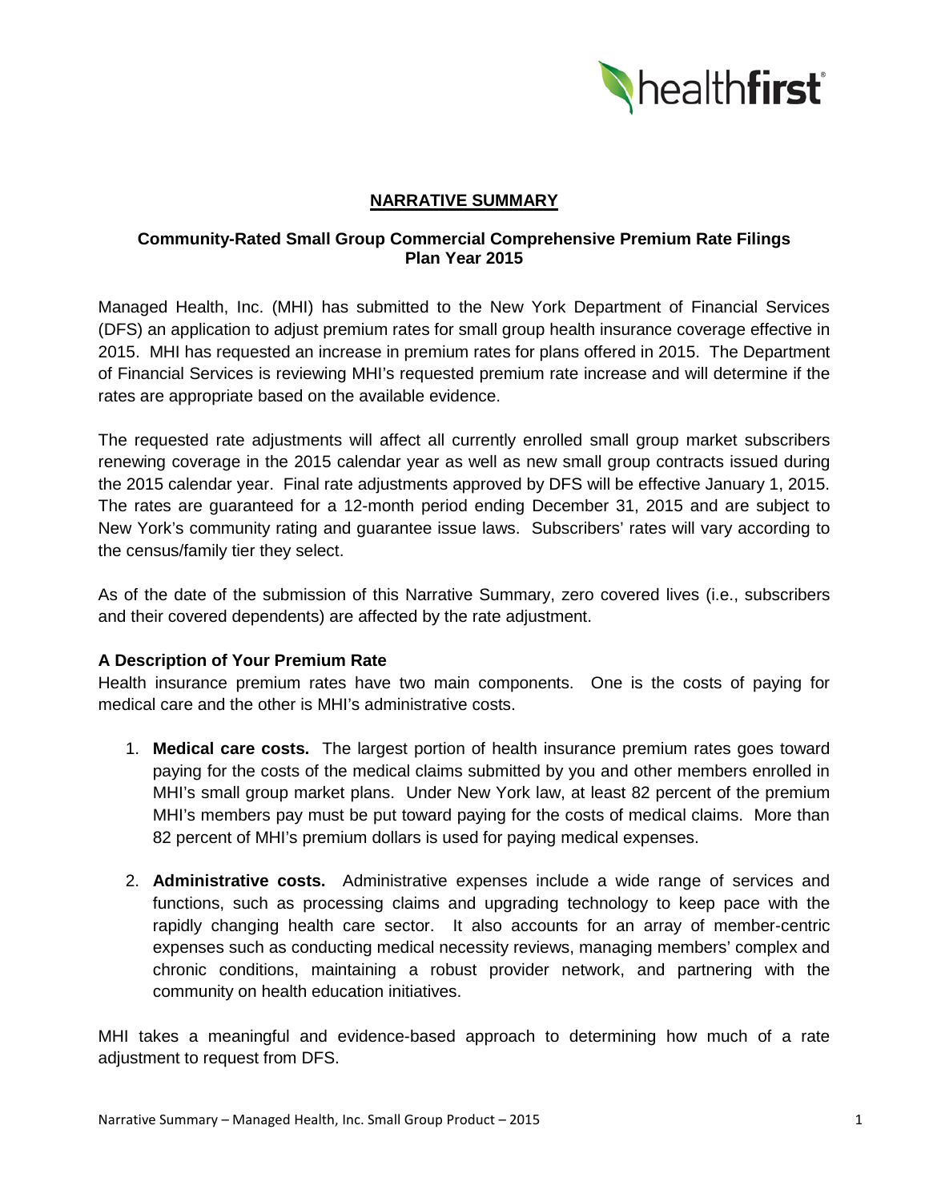# NARRATIVE SUMMARY

## Community-Rated Small Group Commercial Comprehensive Premium Rate Filings Plan Year 2015

Managed Health, Inc. (MHI) has submitted to the New York Department of Financial Services (DFS) an application to adjust premium rates for small group health insurance coverage effective in 2015. MHI has requested an increase in premium rates for plans offered in 2015. The Department of Financial Services is reviewing MHI's requested premium rate increase and will determine if the rates are appropriate based on the available evidence.

The requested rate adjustments will affect all currently enrolled small group market subscribers renewing coverage in the 2015 calendar year as well as new small group contracts issued during the 2015 calendar year. Final rate adjustments approved by DFS will be effective January 1, 2015. The rates are guaranteed for a 12-month period ending December 31, 2015 and are subject to New York's community rating and guarantee issue laws. Subscribers' rates will vary according to the census/family tier they select.

As of the date of the submission of this Narrative Summary, zero covered lives (i.e., subscribers and their covered dependents) are affected by the rate adjustment.

### A Description of Your Premium Rate

Health insurance premium rates have two main components. One is the costs of paying for medical care and the other is MHI's administrative costs.

1. **Medical care costs.** The largest portion of health insurance premium rates goes toward paying for the costs of the medical claims submitted by you and other members enrolled in MHI's small group market plans. Under New York law, at least 82 percent of the premium MHI's members pay must be put toward paying for the costs of medical claims. More than 82 percent of MHI's premium dollars is used for paying medical expenses.

2. **Administrative costs.** Administrative expenses include a wide range of services and functions, such as processing claims and upgrading technology to keep pace with the rapidly changing health care sector. It also accounts for an array of member-centric expenses such as conducting medical necessity reviews, managing members' complex and chronic conditions, maintaining a robust provider network, and partnering with the community on health education initiatives.

MHI takes a meaningful and evidence-based approach to determining how much of a rate adjustment to request from DFS.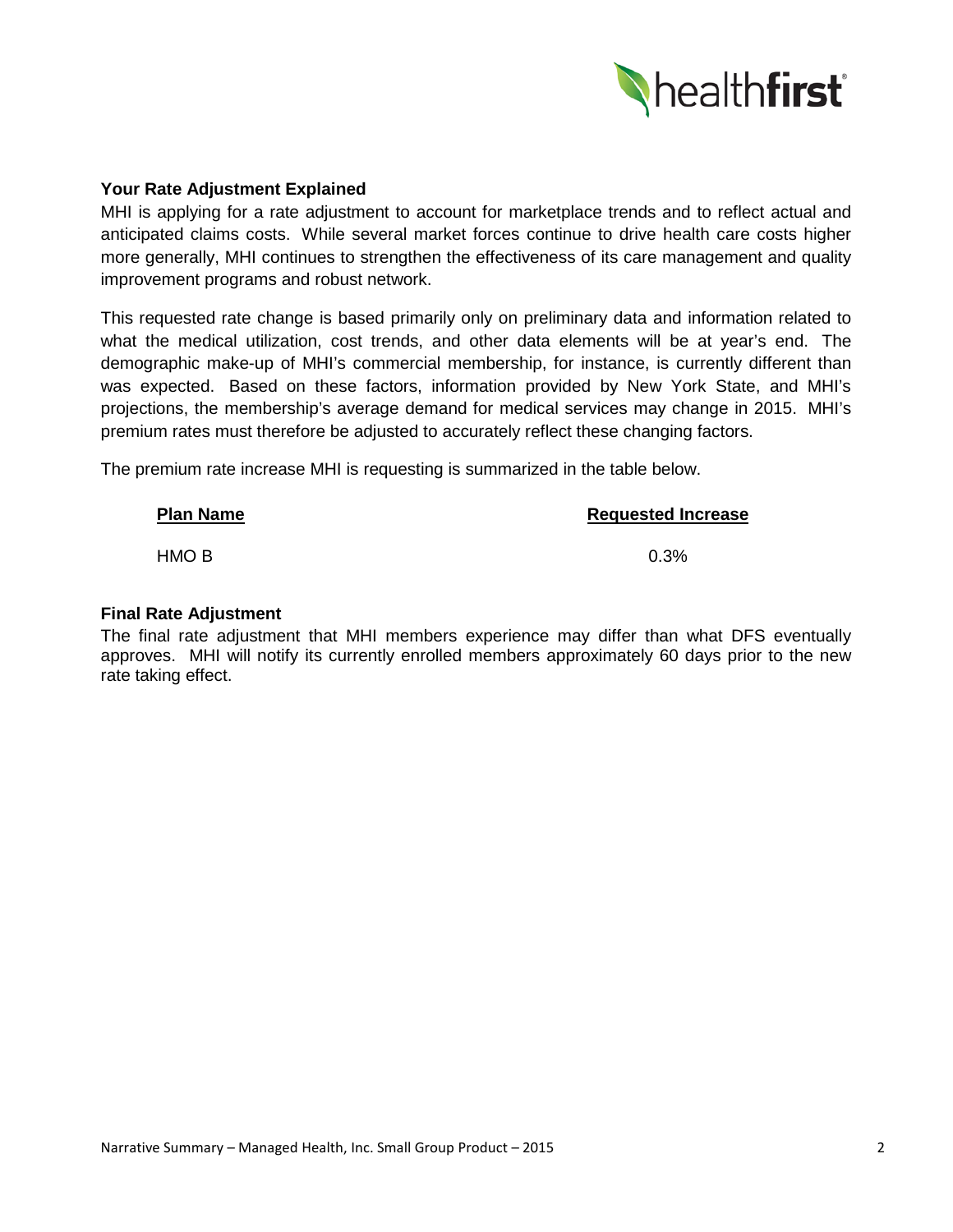## Your Rate Adjustment Explained

MHI is applying for a rate adjustment to account for marketplace trends and to reflect actual and anticipated claims costs. While several market forces continue to drive health care costs higher more generally, MHI continues to strengthen the effectiveness of its care management and quality improvement programs and robust network.

This requested rate change is based primarily only on preliminary data and information related to what the medical utilization, cost trends, and other data elements will be at year's end. The demographic make-up of MHI's commercial membership, for instance, is currently different than was expected. Based on these factors, information provided by New York State, and MHI's projections, the membership's average demand for medical services may change in 2015. MHI's premium rates must therefore be adjusted to accurately reflect these changing factors.

The premium rate increase MHI is requesting is summarized in the table below.

| Plan Name | Requested Increase |
|---|---|
| HMO B | 0.3% |

## Final Rate Adjustment

The final rate adjustment that MHI members experience may differ than what DFS eventually approves. MHI will notify its currently enrolled members approximately 60 days prior to the new rate taking effect.